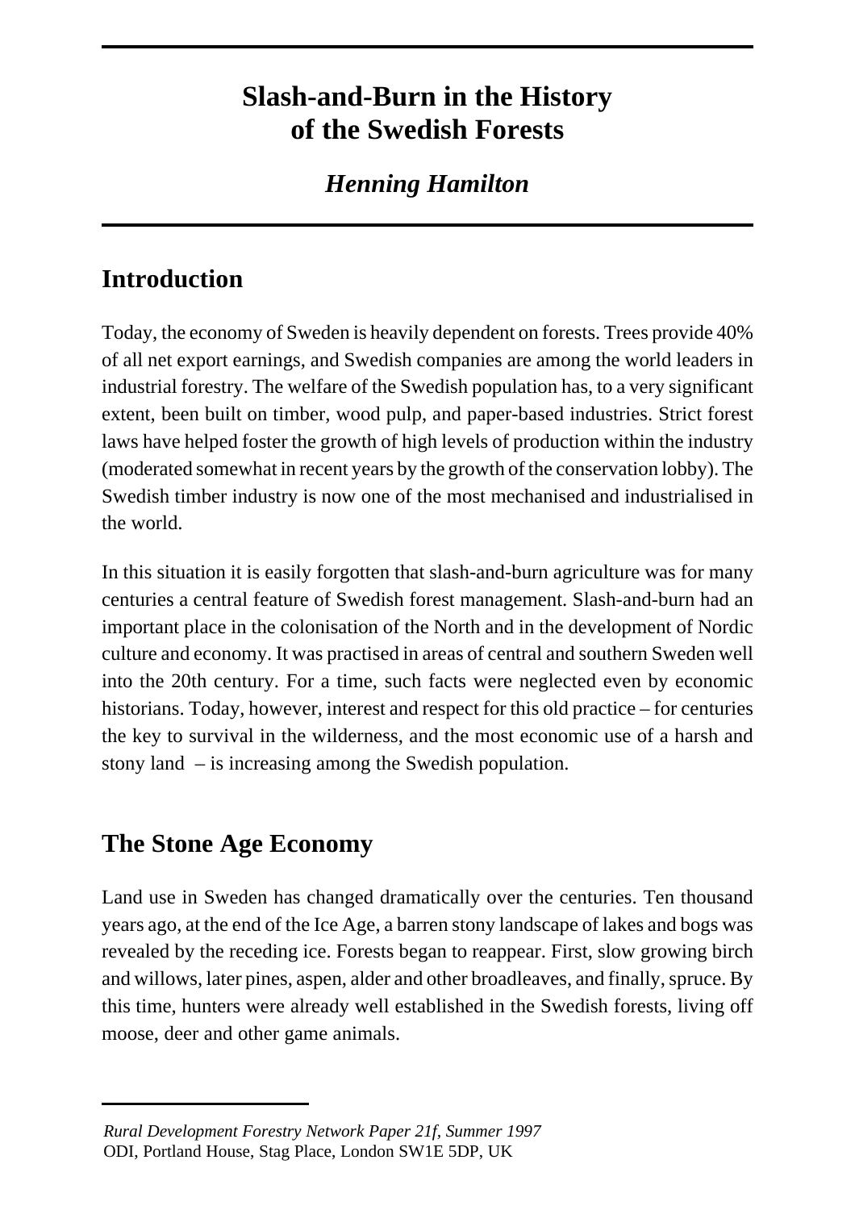# Slash-and-Burn in the History of the Swedish Forests

***Henning Hamilton***

## Introduction

Today, the economy of Sweden is heavily dependent on forests. Trees provide 40% of all net export earnings, and Swedish companies are among the world leaders in industrial forestry. The welfare of the Swedish population has, to a very significant extent, been built on timber, wood pulp, and paper-based industries. Strict forest laws have helped foster the growth of high levels of production within the industry (moderated somewhat in recent years by the growth of the conservation lobby). The Swedish timber industry is now one of the most mechanised and industrialised in the world.

In this situation it is easily forgotten that slash-and-burn agriculture was for many centuries a central feature of Swedish forest management. Slash-and-burn had an important place in the colonisation of the North and in the development of Nordic culture and economy. It was practised in areas of central and southern Sweden well into the 20th century. For a time, such facts were neglected even by economic historians. Today, however, interest and respect for this old practice – for centuries the key to survival in the wilderness, and the most economic use of a harsh and stony land – is increasing among the Swedish population.

## The Stone Age Economy

Land use in Sweden has changed dramatically over the centuries. Ten thousand years ago, at the end of the Ice Age, a barren stony landscape of lakes and bogs was revealed by the receding ice. Forests began to reappear. First, slow growing birch and willows, later pines, aspen, alder and other broadleaves, and finally, spruce. By this time, hunters were already well established in the Swedish forests, living off moose, deer and other game animals.

---

*Rural Development Forestry Network Paper 21f, Summer 1997*
ODI, Portland House, Stag Place, London SW1E 5DP, UK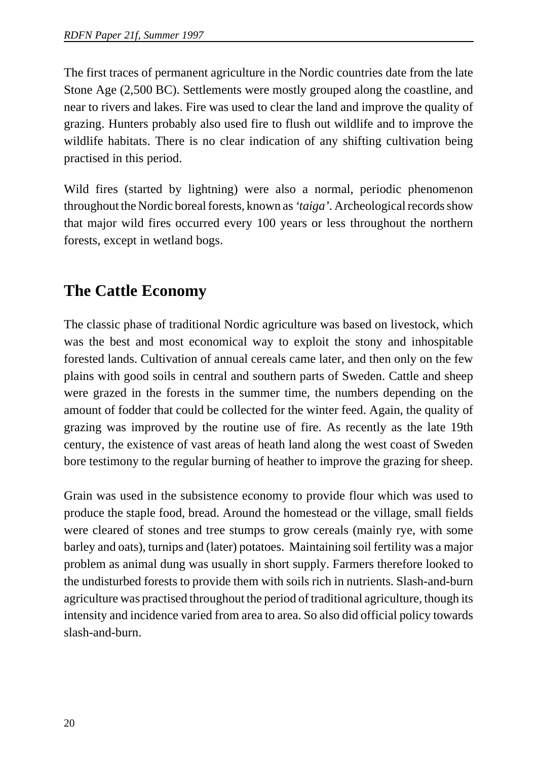The first traces of permanent agriculture in the Nordic countries date from the late Stone Age (2,500 BC). Settlements were mostly grouped along the coastline, and near to rivers and lakes. Fire was used to clear the land and improve the quality of grazing. Hunters probably also used fire to flush out wildlife and to improve the wildlife habitats. There is no clear indication of any shifting cultivation being practised in this period.

Wild fires (started by lightning) were also a normal, periodic phenomenon throughout the Nordic boreal forests, known as *'taiga'*. Archeological records show that major wild fires occurred every 100 years or less throughout the northern forests, except in wetland bogs.

## The Cattle Economy

The classic phase of traditional Nordic agriculture was based on livestock, which was the best and most economical way to exploit the stony and inhospitable forested lands. Cultivation of annual cereals came later, and then only on the few plains with good soils in central and southern parts of Sweden. Cattle and sheep were grazed in the forests in the summer time, the numbers depending on the amount of fodder that could be collected for the winter feed. Again, the quality of grazing was improved by the routine use of fire. As recently as the late 19th century, the existence of vast areas of heath land along the west coast of Sweden bore testimony to the regular burning of heather to improve the grazing for sheep.

Grain was used in the subsistence economy to provide flour which was used to produce the staple food, bread. Around the homestead or the village, small fields were cleared of stones and tree stumps to grow cereals (mainly rye, with some barley and oats), turnips and (later) potatoes. Maintaining soil fertility was a major problem as animal dung was usually in short supply. Farmers therefore looked to the undisturbed forests to provide them with soils rich in nutrients. Slash-and-burn agriculture was practised throughout the period of traditional agriculture, though its intensity and incidence varied from area to area. So also did official policy towards slash-and-burn.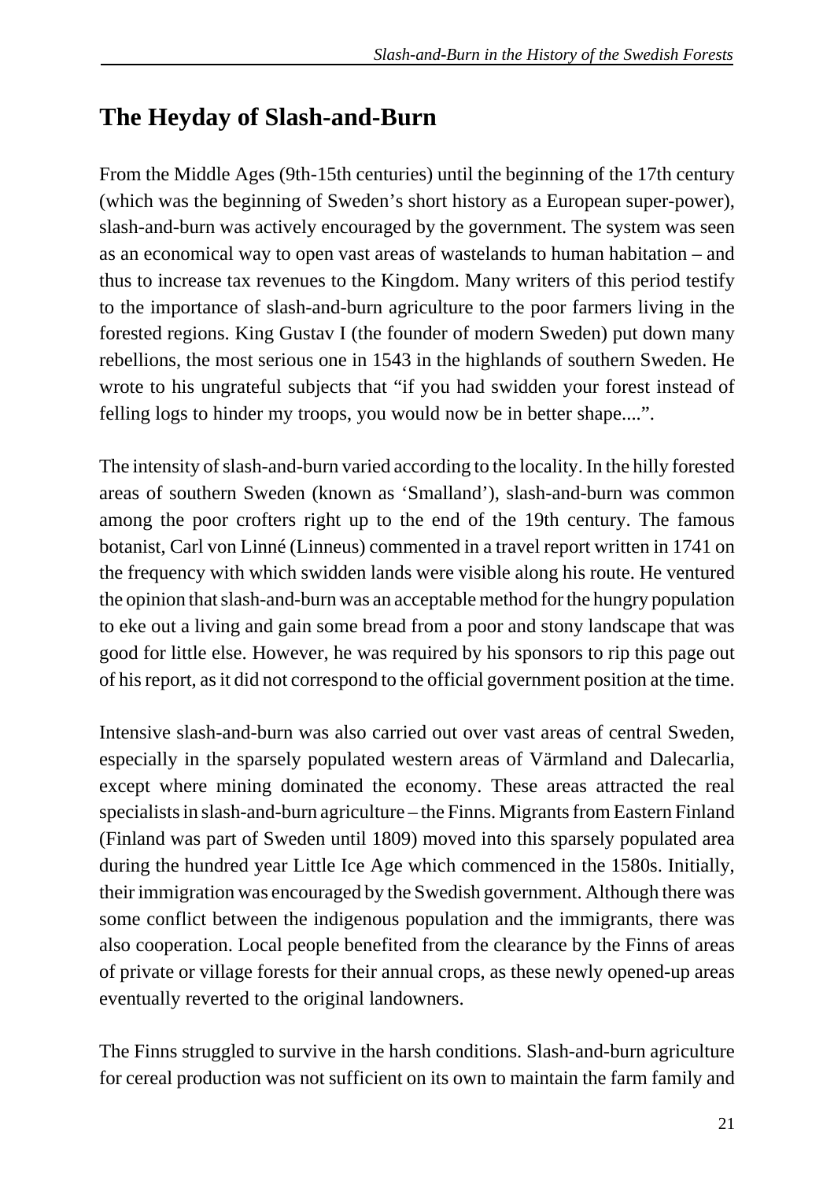## The Heyday of Slash-and-Burn

From the Middle Ages (9th-15th centuries) until the beginning of the 17th century (which was the beginning of Sweden's short history as a European super-power), slash-and-burn was actively encouraged by the government. The system was seen as an economical way to open vast areas of wastelands to human habitation – and thus to increase tax revenues to the Kingdom. Many writers of this period testify to the importance of slash-and-burn agriculture to the poor farmers living in the forested regions. King Gustav I (the founder of modern Sweden) put down many rebellions, the most serious one in 1543 in the highlands of southern Sweden. He wrote to his ungrateful subjects that "if you had swidden your forest instead of felling logs to hinder my troops, you would now be in better shape....".

The intensity of slash-and-burn varied according to the locality. In the hilly forested areas of southern Sweden (known as 'Smalland'), slash-and-burn was common among the poor crofters right up to the end of the 19th century. The famous botanist, Carl von Linné (Linneus) commented in a travel report written in 1741 on the frequency with which swidden lands were visible along his route. He ventured the opinion that slash-and-burn was an acceptable method for the hungry population to eke out a living and gain some bread from a poor and stony landscape that was good for little else. However, he was required by his sponsors to rip this page out of his report, as it did not correspond to the official government position at the time.

Intensive slash-and-burn was also carried out over vast areas of central Sweden, especially in the sparsely populated western areas of Värmland and Dalecarlia, except where mining dominated the economy. These areas attracted the real specialists in slash-and-burn agriculture – the Finns. Migrants from Eastern Finland (Finland was part of Sweden until 1809) moved into this sparsely populated area during the hundred year Little Ice Age which commenced in the 1580s. Initially, their immigration was encouraged by the Swedish government. Although there was some conflict between the indigenous population and the immigrants, there was also cooperation. Local people benefited from the clearance by the Finns of areas of private or village forests for their annual crops, as these newly opened-up areas eventually reverted to the original landowners.

The Finns struggled to survive in the harsh conditions. Slash-and-burn agriculture for cereal production was not sufficient on its own to maintain the farm family and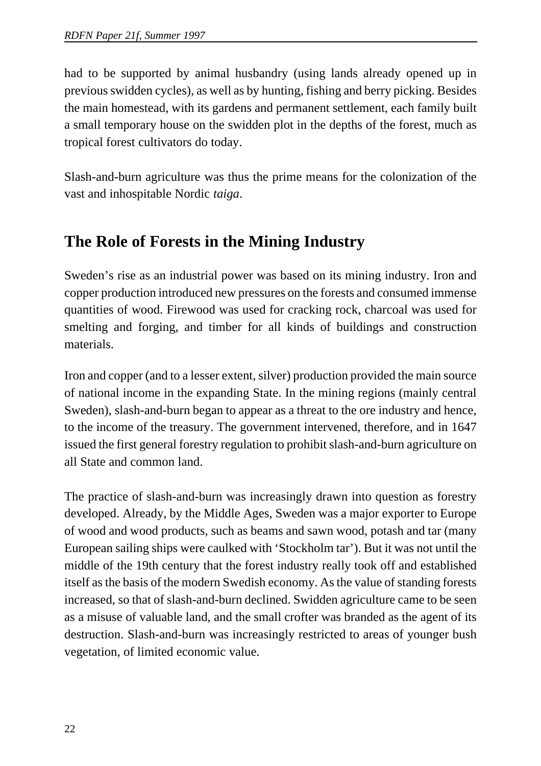had to be supported by animal husbandry (using lands already opened up in previous swidden cycles), as well as by hunting, fishing and berry picking. Besides the main homestead, with its gardens and permanent settlement, each family built a small temporary house on the swidden plot in the depths of the forest, much as tropical forest cultivators do today.

Slash-and-burn agriculture was thus the prime means for the colonization of the vast and inhospitable Nordic *taiga*.

## The Role of Forests in the Mining Industry

Sweden's rise as an industrial power was based on its mining industry. Iron and copper production introduced new pressures on the forests and consumed immense quantities of wood. Firewood was used for cracking rock, charcoal was used for smelting and forging, and timber for all kinds of buildings and construction materials.

Iron and copper (and to a lesser extent, silver) production provided the main source of national income in the expanding State. In the mining regions (mainly central Sweden), slash-and-burn began to appear as a threat to the ore industry and hence, to the income of the treasury. The government intervened, therefore, and in 1647 issued the first general forestry regulation to prohibit slash-and-burn agriculture on all State and common land.

The practice of slash-and-burn was increasingly drawn into question as forestry developed. Already, by the Middle Ages, Sweden was a major exporter to Europe of wood and wood products, such as beams and sawn wood, potash and tar (many European sailing ships were caulked with 'Stockholm tar'). But it was not until the middle of the 19th century that the forest industry really took off and established itself as the basis of the modern Swedish economy. As the value of standing forests increased, so that of slash-and-burn declined. Swidden agriculture came to be seen as a misuse of valuable land, and the small crofter was branded as the agent of its destruction. Slash-and-burn was increasingly restricted to areas of younger bush vegetation, of limited economic value.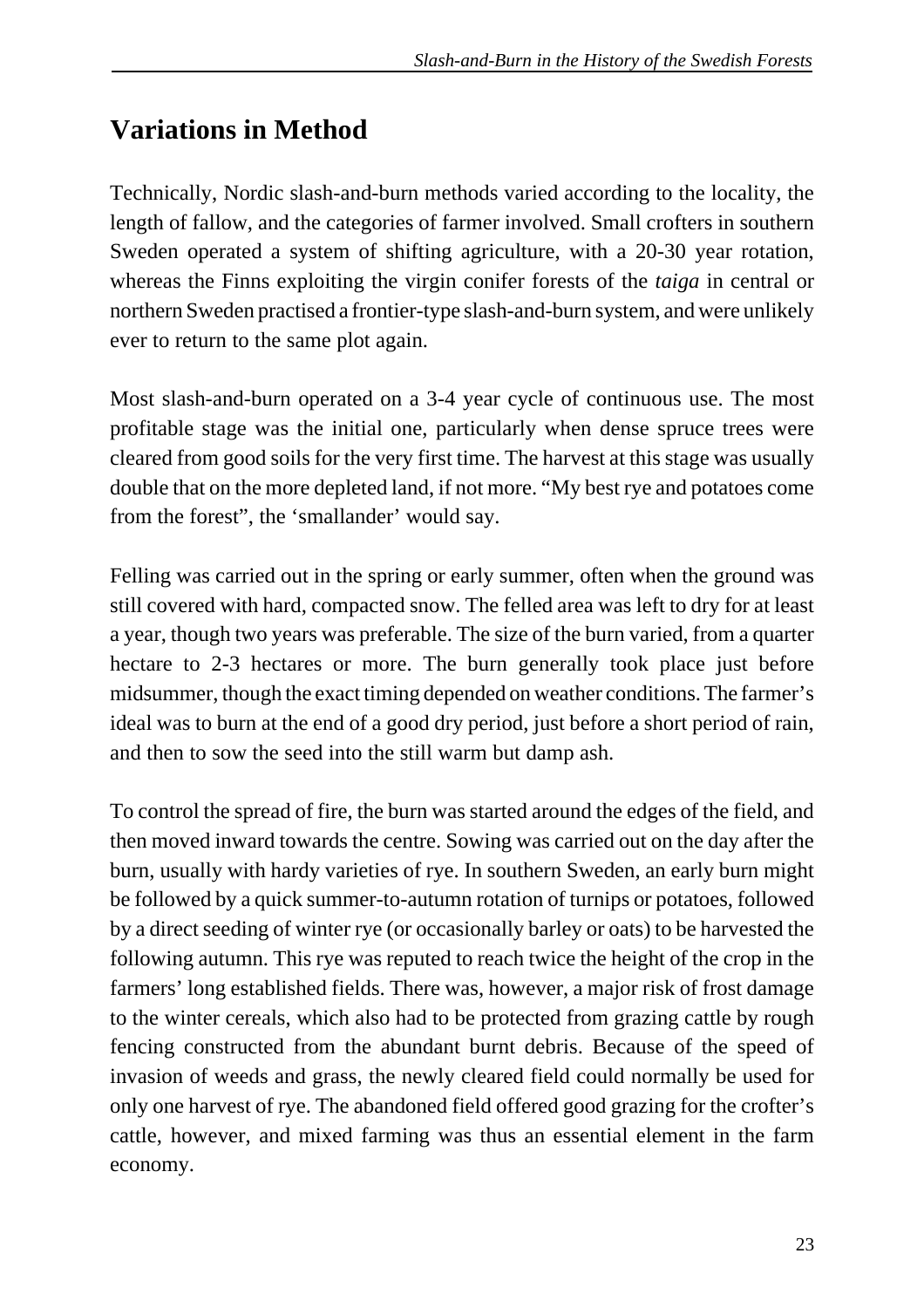## Variations in Method

Technically, Nordic slash-and-burn methods varied according to the locality, the length of fallow, and the categories of farmer involved. Small crofters in southern Sweden operated a system of shifting agriculture, with a 20-30 year rotation, whereas the Finns exploiting the virgin conifer forests of the *taiga* in central or northern Sweden practised a frontier-type slash-and-burn system, and were unlikely ever to return to the same plot again.

Most slash-and-burn operated on a 3-4 year cycle of continuous use. The most profitable stage was the initial one, particularly when dense spruce trees were cleared from good soils for the very first time. The harvest at this stage was usually double that on the more depleted land, if not more. "My best rye and potatoes come from the forest", the 'smallander' would say.

Felling was carried out in the spring or early summer, often when the ground was still covered with hard, compacted snow. The felled area was left to dry for at least a year, though two years was preferable. The size of the burn varied, from a quarter hectare to 2-3 hectares or more. The burn generally took place just before midsummer, though the exact timing depended on weather conditions. The farmer's ideal was to burn at the end of a good dry period, just before a short period of rain, and then to sow the seed into the still warm but damp ash.

To control the spread of fire, the burn was started around the edges of the field, and then moved inward towards the centre. Sowing was carried out on the day after the burn, usually with hardy varieties of rye. In southern Sweden, an early burn might be followed by a quick summer-to-autumn rotation of turnips or potatoes, followed by a direct seeding of winter rye (or occasionally barley or oats) to be harvested the following autumn. This rye was reputed to reach twice the height of the crop in the farmers' long established fields. There was, however, a major risk of frost damage to the winter cereals, which also had to be protected from grazing cattle by rough fencing constructed from the abundant burnt debris. Because of the speed of invasion of weeds and grass, the newly cleared field could normally be used for only one harvest of rye. The abandoned field offered good grazing for the crofter's cattle, however, and mixed farming was thus an essential element in the farm economy.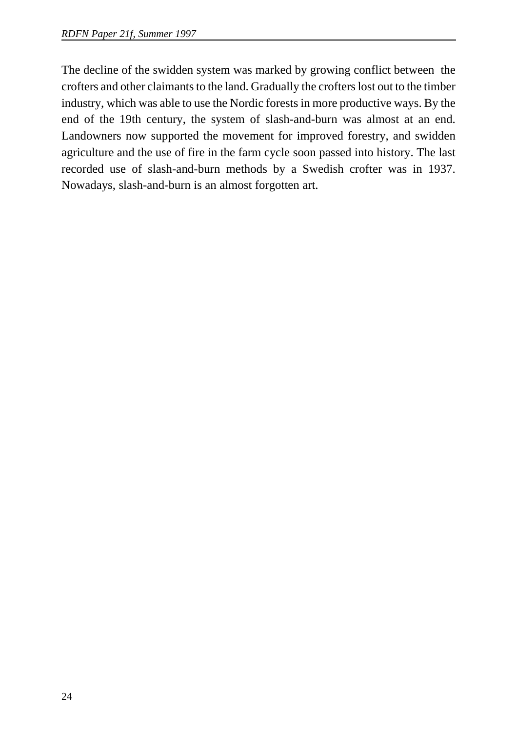The decline of the swidden system was marked by growing conflict between the crofters and other claimants to the land. Gradually the crofters lost out to the timber industry, which was able to use the Nordic forests in more productive ways. By the end of the 19th century, the system of slash-and-burn was almost at an end. Landowners now supported the movement for improved forestry, and swidden agriculture and the use of fire in the farm cycle soon passed into history. The last recorded use of slash-and-burn methods by a Swedish crofter was in 1937. Nowadays, slash-and-burn is an almost forgotten art.